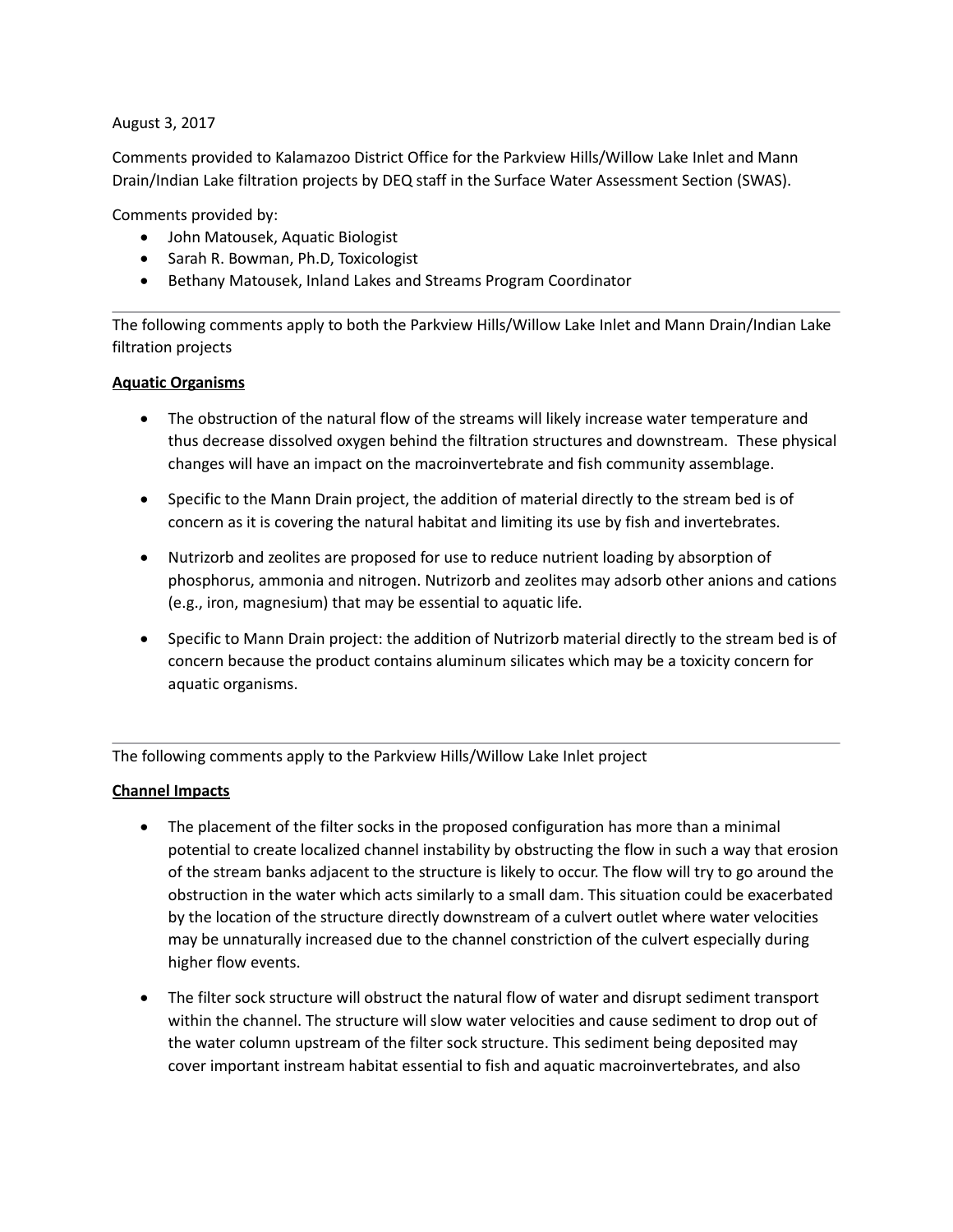August 3, 2017

Comments provided to Kalamazoo District Office for the Parkview Hills/Willow Lake Inlet and Mann Drain/Indian Lake filtration projects by DEQ staff in the Surface Water Assessment Section (SWAS).

Comments provided by:

- John Matousek, Aquatic Biologist
- Sarah R. Bowman, Ph.D, Toxicologist
- Bethany Matousek, Inland Lakes and Streams Program Coordinator

---

The following comments apply to both the Parkview Hills/Willow Lake Inlet and Mann Drain/Indian Lake filtration projects

**Aquatic Organisms**

- The obstruction of the natural flow of the streams will likely increase water temperature and thus decrease dissolved oxygen behind the filtration structures and downstream. These physical changes will have an impact on the macroinvertebrate and fish community assemblage.
- Specific to the Mann Drain project, the addition of material directly to the stream bed is of concern as it is covering the natural habitat and limiting its use by fish and invertebrates.
- Nutrizorb and zeolites are proposed for use to reduce nutrient loading by absorption of phosphorus, ammonia and nitrogen. Nutrizorb and zeolites may adsorb other anions and cations (e.g., iron, magnesium) that may be essential to aquatic life.
- Specific to Mann Drain project: the addition of Nutrizorb material directly to the stream bed is of concern because the product contains aluminum silicates which may be a toxicity concern for aquatic organisms.

---

The following comments apply to the Parkview Hills/Willow Lake Inlet project

**Channel Impacts**

- The placement of the filter socks in the proposed configuration has more than a minimal potential to create localized channel instability by obstructing the flow in such a way that erosion of the stream banks adjacent to the structure is likely to occur. The flow will try to go around the obstruction in the water which acts similarly to a small dam. This situation could be exacerbated by the location of the structure directly downstream of a culvert outlet where water velocities may be unnaturally increased due to the channel constriction of the culvert especially during higher flow events.
- The filter sock structure will obstruct the natural flow of water and disrupt sediment transport within the channel. The structure will slow water velocities and cause sediment to drop out of the water column upstream of the filter sock structure. This sediment being deposited may cover important instream habitat essential to fish and aquatic macroinvertebrates, and also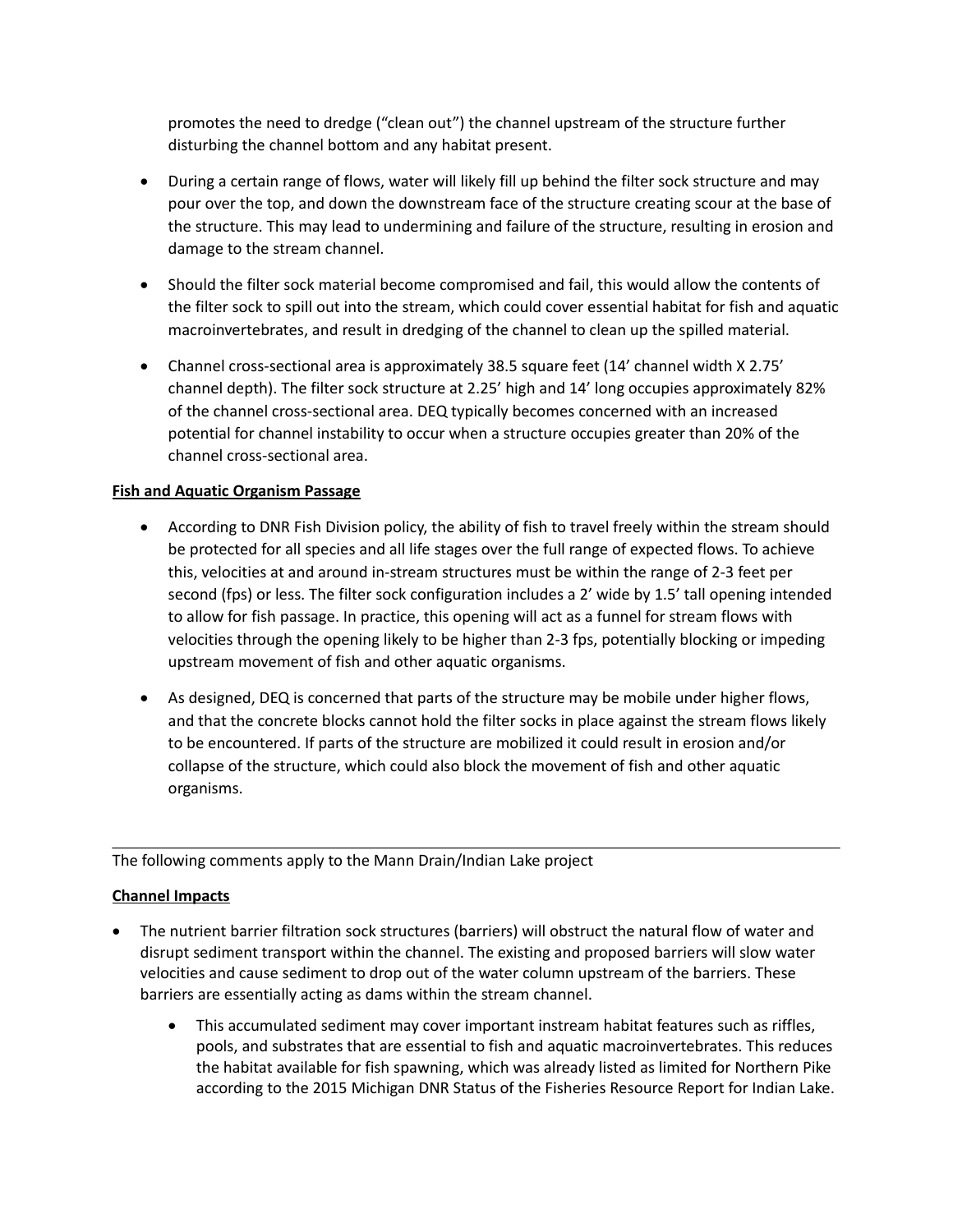promotes the need to dredge ("clean out") the channel upstream of the structure further disturbing the channel bottom and any habitat present.

- During a certain range of flows, water will likely fill up behind the filter sock structure and may pour over the top, and down the downstream face of the structure creating scour at the base of the structure. This may lead to undermining and failure of the structure, resulting in erosion and damage to the stream channel.
- Should the filter sock material become compromised and fail, this would allow the contents of the filter sock to spill out into the stream, which could cover essential habitat for fish and aquatic macroinvertebrates, and result in dredging of the channel to clean up the spilled material.
- Channel cross-sectional area is approximately 38.5 square feet (14' channel width X 2.75' channel depth). The filter sock structure at 2.25' high and 14' long occupies approximately 82% of the channel cross-sectional area. DEQ typically becomes concerned with an increased potential for channel instability to occur when a structure occupies greater than 20% of the channel cross-sectional area.

**Fish and Aquatic Organism Passage**

- According to DNR Fish Division policy, the ability of fish to travel freely within the stream should be protected for all species and all life stages over the full range of expected flows. To achieve this, velocities at and around in-stream structures must be within the range of 2-3 feet per second (fps) or less. The filter sock configuration includes a 2' wide by 1.5' tall opening intended to allow for fish passage. In practice, this opening will act as a funnel for stream flows with velocities through the opening likely to be higher than 2-3 fps, potentially blocking or impeding upstream movement of fish and other aquatic organisms.
- As designed, DEQ is concerned that parts of the structure may be mobile under higher flows, and that the concrete blocks cannot hold the filter socks in place against the stream flows likely to be encountered. If parts of the structure are mobilized it could result in erosion and/or collapse of the structure, which could also block the movement of fish and other aquatic organisms.

---

The following comments apply to the Mann Drain/Indian Lake project

**Channel Impacts**

- The nutrient barrier filtration sock structures (barriers) will obstruct the natural flow of water and disrupt sediment transport within the channel. The existing and proposed barriers will slow water velocities and cause sediment to drop out of the water column upstream of the barriers. These barriers are essentially acting as dams within the stream channel.
  - This accumulated sediment may cover important instream habitat features such as riffles, pools, and substrates that are essential to fish and aquatic macroinvertebrates. This reduces the habitat available for fish spawning, which was already listed as limited for Northern Pike according to the 2015 Michigan DNR Status of the Fisheries Resource Report for Indian Lake.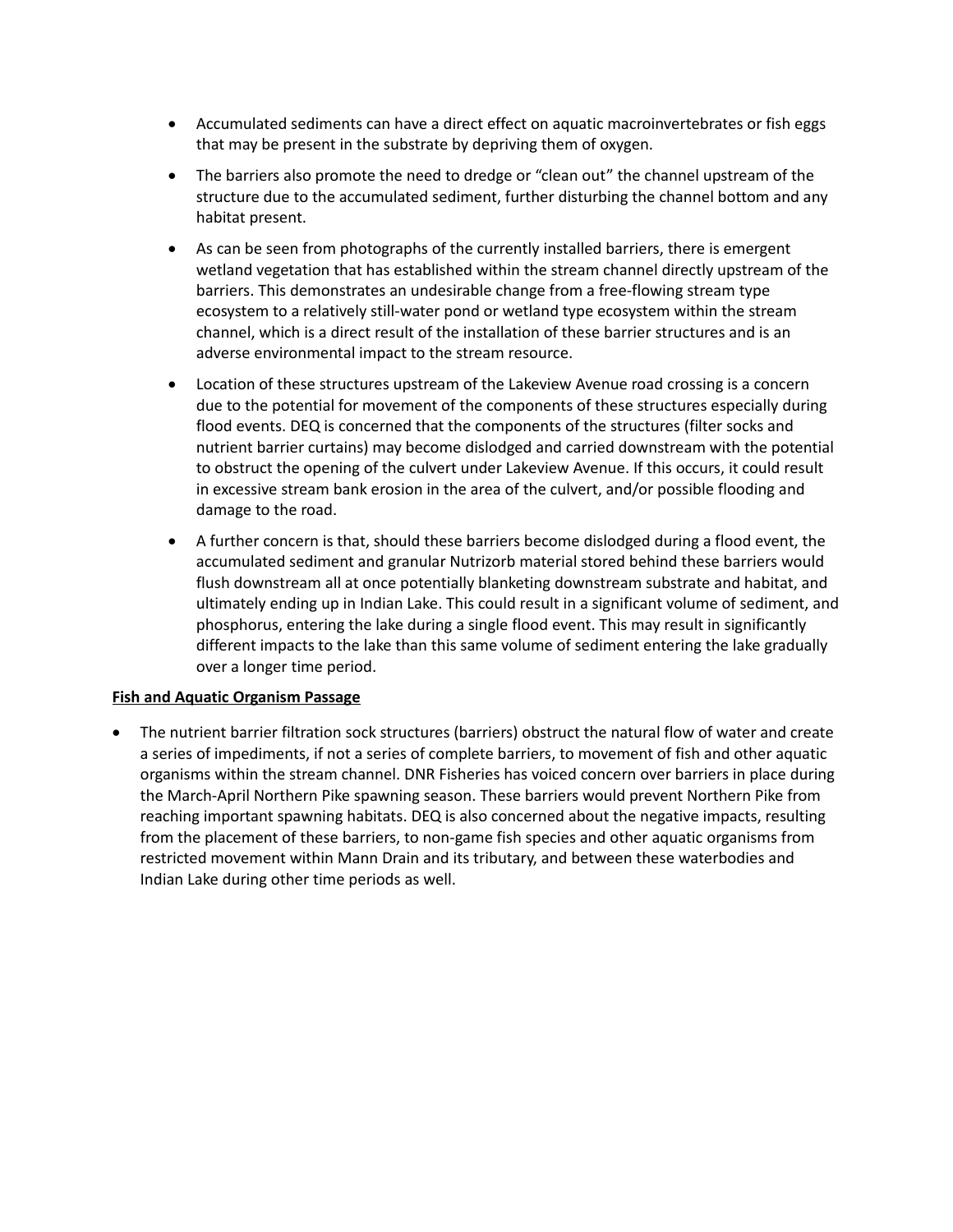- Accumulated sediments can have a direct effect on aquatic macroinvertebrates or fish eggs that may be present in the substrate by depriving them of oxygen.
- The barriers also promote the need to dredge or "clean out" the channel upstream of the structure due to the accumulated sediment, further disturbing the channel bottom and any habitat present.
- As can be seen from photographs of the currently installed barriers, there is emergent wetland vegetation that has established within the stream channel directly upstream of the barriers. This demonstrates an undesirable change from a free-flowing stream type ecosystem to a relatively still-water pond or wetland type ecosystem within the stream channel, which is a direct result of the installation of these barrier structures and is an adverse environmental impact to the stream resource.
- Location of these structures upstream of the Lakeview Avenue road crossing is a concern due to the potential for movement of the components of these structures especially during flood events. DEQ is concerned that the components of the structures (filter socks and nutrient barrier curtains) may become dislodged and carried downstream with the potential to obstruct the opening of the culvert under Lakeview Avenue. If this occurs, it could result in excessive stream bank erosion in the area of the culvert, and/or possible flooding and damage to the road.
- A further concern is that, should these barriers become dislodged during a flood event, the accumulated sediment and granular Nutrizorb material stored behind these barriers would flush downstream all at once potentially blanketing downstream substrate and habitat, and ultimately ending up in Indian Lake. This could result in a significant volume of sediment, and phosphorus, entering the lake during a single flood event. This may result in significantly different impacts to the lake than this same volume of sediment entering the lake gradually over a longer time period.

**Fish and Aquatic Organism Passage**

- The nutrient barrier filtration sock structures (barriers) obstruct the natural flow of water and create a series of impediments, if not a series of complete barriers, to movement of fish and other aquatic organisms within the stream channel. DNR Fisheries has voiced concern over barriers in place during the March-April Northern Pike spawning season. These barriers would prevent Northern Pike from reaching important spawning habitats. DEQ is also concerned about the negative impacts, resulting from the placement of these barriers, to non-game fish species and other aquatic organisms from restricted movement within Mann Drain and its tributary, and between these waterbodies and Indian Lake during other time periods as well.